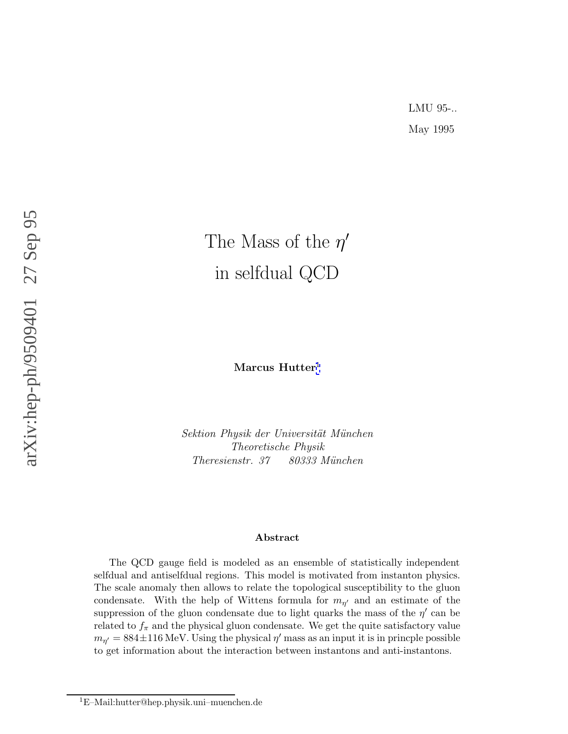LMU 95-..

May 1995

# The Mass of the $\eta'$ in selfdual QCD

**Marcus Hutter**[1]

*Sektion Physik der Universität München*
*Theoretische Physik*
*Theresienstr. 37 80333 München*

### Abstract

The QCD gauge field is modeled as an ensemble of statistically independent selfdual and antiselfdual regions. This model is motivated from instanton physics. The scale anomaly then allows to relate the topological susceptibility to the gluon condensate. With the help of Wittens formula for $m_{\eta'}$ and an estimate of the suppression of the gluon condensate due to light quarks the mass of the $\eta'$ can be related to $f_\pi$ and the physical gluon condensate. We get the quite satisfactory value $m_{\eta'} = 884 \pm 116\,\text{MeV}$. Using the physical $\eta'$ mass as an input it is in princple possible to get information about the interaction between instantons and anti-instantons.

[1] E–Mail:hutter@hep.physik.uni–muenchen.de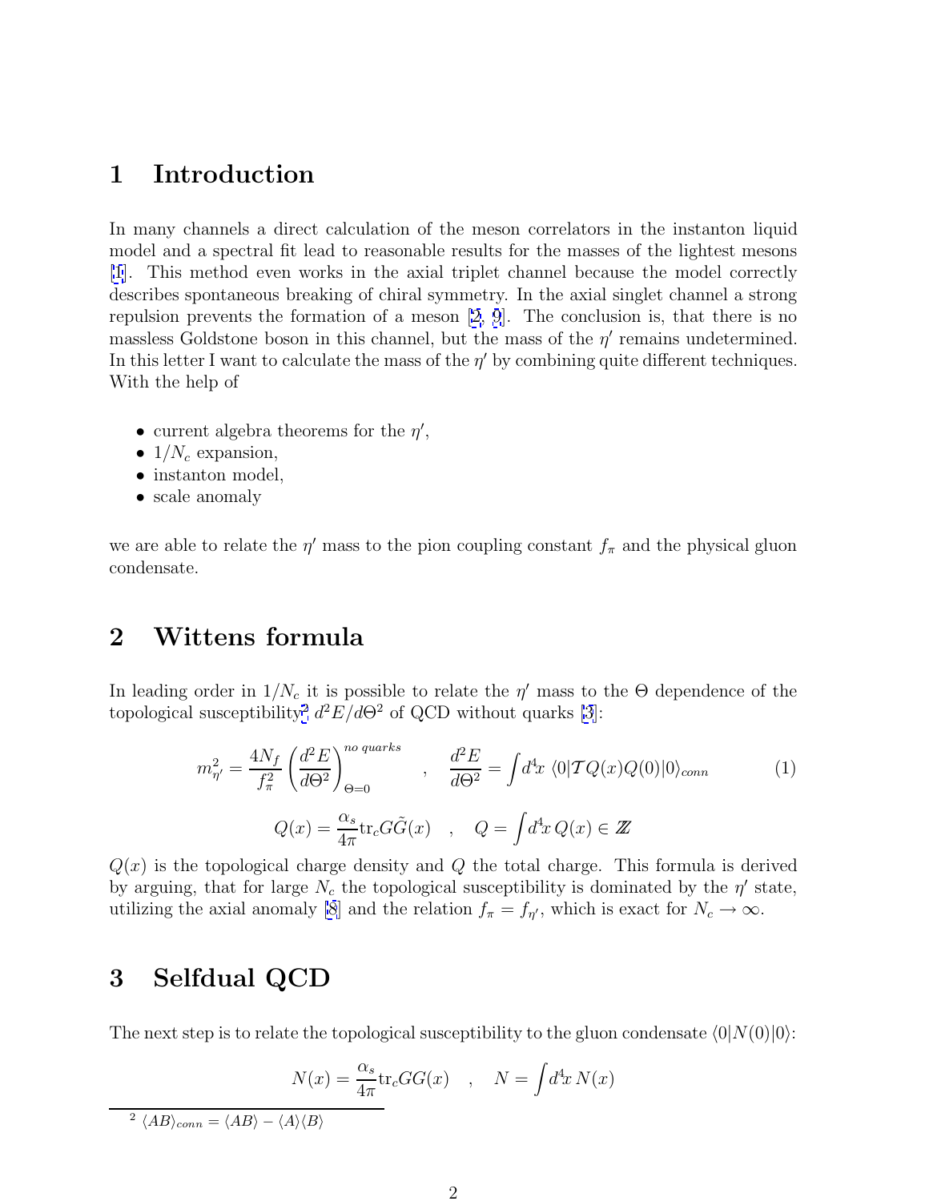## 1 Introduction

In many channels a direct calculation of the meson correlators in the instanton liquid model and a spectral fit lead to reasonable results for the masses of the lightest mesons [1]. This method even works in the axial triplet channel because the model correctly describes spontaneous breaking of chiral symmetry. In the axial singlet channel a strong repulsion prevents the formation of a meson [2, 9]. The conclusion is, that there is no massless Goldstone boson in this channel, but the mass of the $\eta'$ remains undetermined. In this letter I want to calculate the mass of the $\eta'$ by combining quite different techniques. With the help of

- current algebra theorems for the $\eta'$,
- $1/N_c$ expansion,
- instanton model,
- scale anomaly

we are able to relate the $\eta'$ mass to the pion coupling constant $f_\pi$ and the physical gluon condensate.

## 2 Wittens formula

In leading order in $1/N_c$ it is possible to relate the $\eta'$ mass to the $\Theta$ dependence of the topological susceptibility[2] $d^2E/d\Theta^2$ of QCD without quarks [3]:

$$m_{\eta'}^2 = \frac{4N_f}{f_\pi^2}\left(\frac{d^2E}{d\Theta^2}\right)_{\Theta=0}^{no\ quarks} \quad , \quad \frac{d^2E}{d\Theta^2} = \int d^4x\, \langle 0|\mathcal{T}Q(x)Q(0)|0\rangle_{conn} \tag{1}$$

$$Q(x) = \frac{\alpha_s}{4\pi}\mathrm{tr}_c G\tilde{G}(x) \quad , \quad Q = \int d^4x\, Q(x) \in \mathbb{Z}$$

$Q(x)$ is the topological charge density and $Q$ the total charge. This formula is derived by arguing, that for large $N_c$ the topological susceptibility is dominated by the $\eta'$ state, utilizing the axial anomaly [8] and the relation $f_\pi = f_{\eta'}$, which is exact for $N_c \to \infty$.

## 3 Selfdual QCD

The next step is to relate the topological susceptibility to the gluon condensate $\langle 0|N(0)|0\rangle$:

$$N(x) = \frac{\alpha_s}{4\pi}\mathrm{tr}_c GG(x) \quad , \quad N = \int d^4x\, N(x)$$

[2] $\langle AB\rangle_{conn} = \langle AB\rangle - \langle A\rangle\langle B\rangle$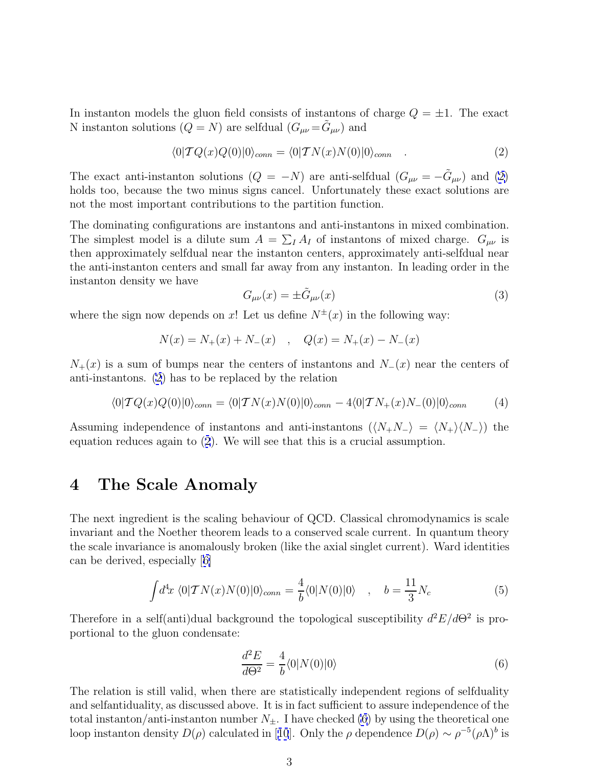In instanton models the gluon field consists of instantons of charge $Q = \pm 1$. The exact N instanton solutions ($Q = N$) are selfdual ($G_{\mu\nu} = \tilde{G}_{\mu\nu}$) and

$$\langle 0|\mathcal{T}Q(x)Q(0)|0\rangle_{conn} = \langle 0|\mathcal{T}N(x)N(0)|0\rangle_{conn} \quad . \tag{2}$$

The exact anti-instanton solutions ($Q = -N$) are anti-selfdual ($G_{\mu\nu} = -\tilde{G}_{\mu\nu}$) and (2) holds too, because the two minus signs cancel. Unfortunately these exact solutions are not the most important contributions to the partition function.

The dominating configurations are instantons and anti-instantons in mixed combination. The simplest model is a dilute sum $A = \sum_I A_I$ of instantons of mixed charge. $G_{\mu\nu}$ is then approximately selfdual near the instanton centers, approximately anti-selfdual near the anti-instanton centers and small far away from any instanton. In leading order in the instanton density we have

$$G_{\mu\nu}(x) = \pm \tilde{G}_{\mu\nu}(x) \tag{3}$$

where the sign now depends on $x$! Let us define $N^{\pm}(x)$ in the following way:

$$N(x) = N_+(x) + N_-(x) \quad , \quad Q(x) = N_+(x) - N_-(x)$$

$N_+(x)$ is a sum of bumps near the centers of instantons and $N_-(x)$ near the centers of anti-instantons. (2) has to be replaced by the relation

$$\langle 0|\mathcal{T}Q(x)Q(0)|0\rangle_{conn} = \langle 0|\mathcal{T}N(x)N(0)|0\rangle_{conn} - 4\langle 0|\mathcal{T}N_+(x)N_-(0)|0\rangle_{conn} \tag{4}$$

Assuming independence of instantons and anti-instantons ($\langle N_+N_-\rangle = \langle N_+\rangle\langle N_-\rangle$) the equation reduces again to (2). We will see that this is a crucial assumption.

# 4 The Scale Anomaly

The next ingredient is the scaling behaviour of QCD. Classical chromodynamics is scale invariant and the Noether theorem leads to a conserved scale current. In quantum theory the scale invariance is anomalously broken (like the axial singlet current). Ward identities can be derived, especially [6]

$$\int d^4x \; \langle 0|\mathcal{T}N(x)N(0)|0\rangle_{conn} = \frac{4}{b}\langle 0|N(0)|0\rangle \quad , \quad b = \frac{11}{3}N_c \tag{5}$$

Therefore in a self(anti)dual background the topological susceptibility $d^2E/d\Theta^2$ is proportional to the gluon condensate:

$$\frac{d^2E}{d\Theta^2} = \frac{4}{b}\langle 0|N(0)|0\rangle \tag{6}$$

The relation is still valid, when there are statistically independent regions of selfduality and selfantiduality, as discussed above. It is in fact sufficient to assure independence of the total instanton/anti-instanton number $N_\pm$. I have checked (6) by using the theoretical one loop instanton density $D(\rho)$ calculated in [10]. Only the $\rho$ dependence $D(\rho) \sim \rho^{-5}(\rho\Lambda)^b$ is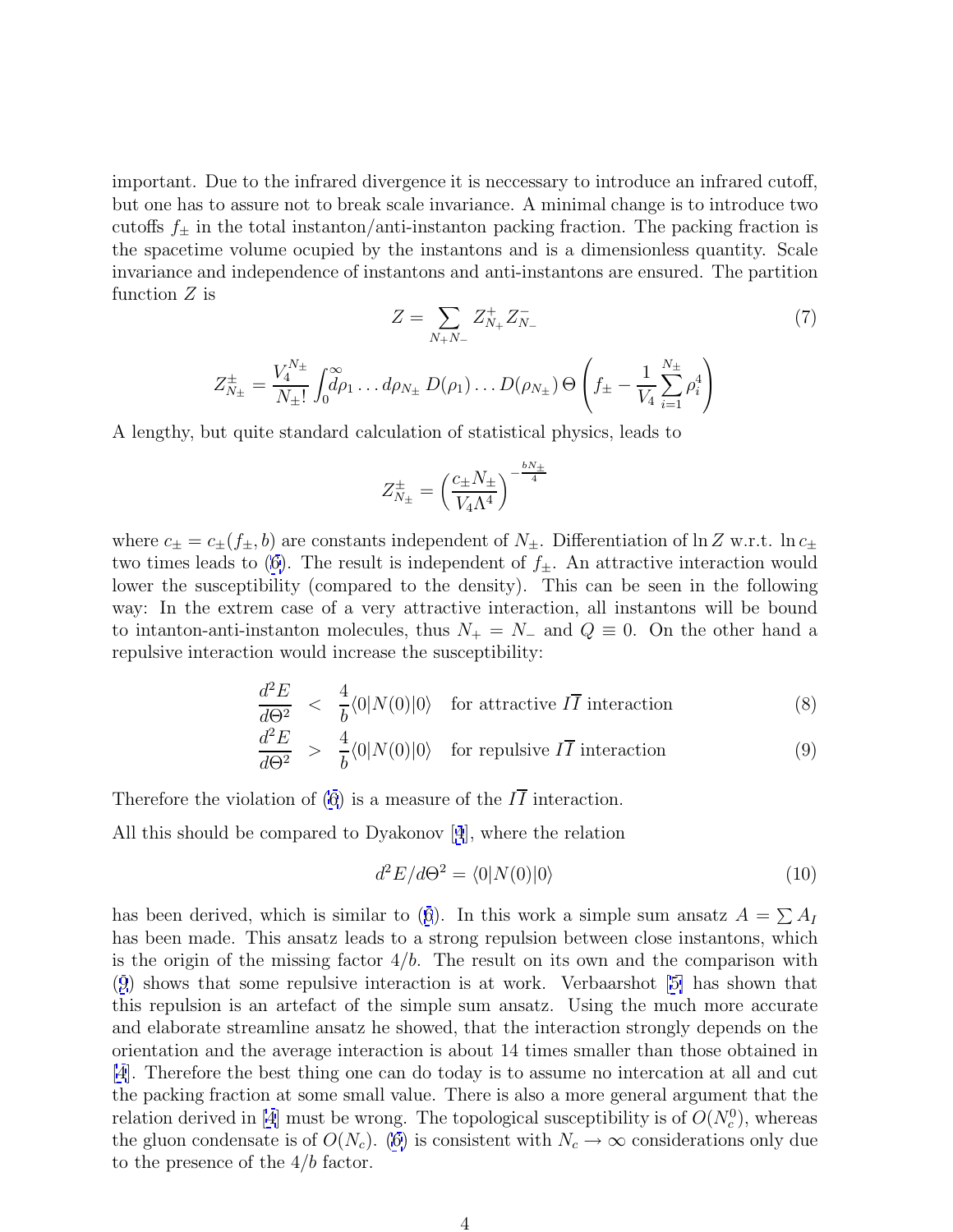important. Due to the infrared divergence it is neccessary to introduce an infrared cutoff, but one has to assure not to break scale invariance. A minimal change is to introduce two cutoffs $f_\pm$ in the total instanton/anti-instanton packing fraction. The packing fraction is the spacetime volume ocupied by the instantons and is a dimensionless quantity. Scale invariance and independence of instantons and anti-instantons are ensured. The partition function $Z$ is

$$Z = \sum_{N_+ N_-} Z^+_{N_+} Z^-_{N_-} \tag{7}$$

$$Z^\pm_{N_\pm} = \frac{V_4^{N_\pm}}{N_\pm!} \int_0^\infty d\rho_1 \dots d\rho_{N_\pm}\, D(\rho_1) \dots D(\rho_{N_\pm})\, \Theta\left(f_\pm - \frac{1}{V_4}\sum_{i=1}^{N_\pm} \rho_i^4\right)$$

A lengthy, but quite standard calculation of statistical physics, leads to

$$Z^\pm_{N_\pm} = \left(\frac{c_\pm N_\pm}{V_4 \Lambda^4}\right)^{-\frac{bN_\pm}{4}}$$

where $c_\pm = c_\pm(f_\pm, b)$ are constants independent of $N_\pm$. Differentiation of $\ln Z$ w.r.t. $\ln c_\pm$ two times leads to (6). The result is independent of $f_\pm$. An attractive interaction would lower the susceptibility (compared to the density). This can be seen in the following way: In the extrem case of a very attractive interaction, all instantons will be bound to intanton-anti-instanton molecules, thus $N_+ = N_-$ and $Q \equiv 0$. On the other hand a repulsive interaction would increase the susceptibility:

$$\frac{d^2E}{d\Theta^2} < \frac{4}{b}\langle 0|N(0)|0\rangle \quad \text{for attractive } I\overline{I} \text{ interaction} \tag{8}$$

$$\frac{d^2E}{d\Theta^2} > \frac{4}{b}\langle 0|N(0)|0\rangle \quad \text{for repulsive } I\overline{I} \text{ interaction} \tag{9}$$

Therefore the violation of (6) is a measure of the $I\overline{I}$ interaction.

All this should be compared to Dyakonov [4], where the relation

$$d^2E/d\Theta^2 = \langle 0|N(0)|0\rangle \tag{10}$$

has been derived, which is similar to (6). In this work a simple sum ansatz $A = \sum A_I$ has been made. This ansatz leads to a strong repulsion between close instantons, which is the origin of the missing factor $4/b$. The result on its own and the comparison with (9) shows that some repulsive interaction is at work. Verbaarshot [5] has shown that this repulsion is an artefact of the simple sum ansatz. Using the much more accurate and elaborate streamline ansatz he showed, that the interaction strongly depends on the orientation and the average interaction is about 14 times smaller than those obtained in [4]. Therefore the best thing one can do today is to assume no intercation at all and cut the packing fraction at some small value. There is also a more general argument that the relation derived in [4] must be wrong. The topological susceptibility is of $O(N_c^0)$, whereas the gluon condensate is of $O(N_c)$. (6) is consistent with $N_c \to \infty$ considerations only due to the presence of the $4/b$ factor.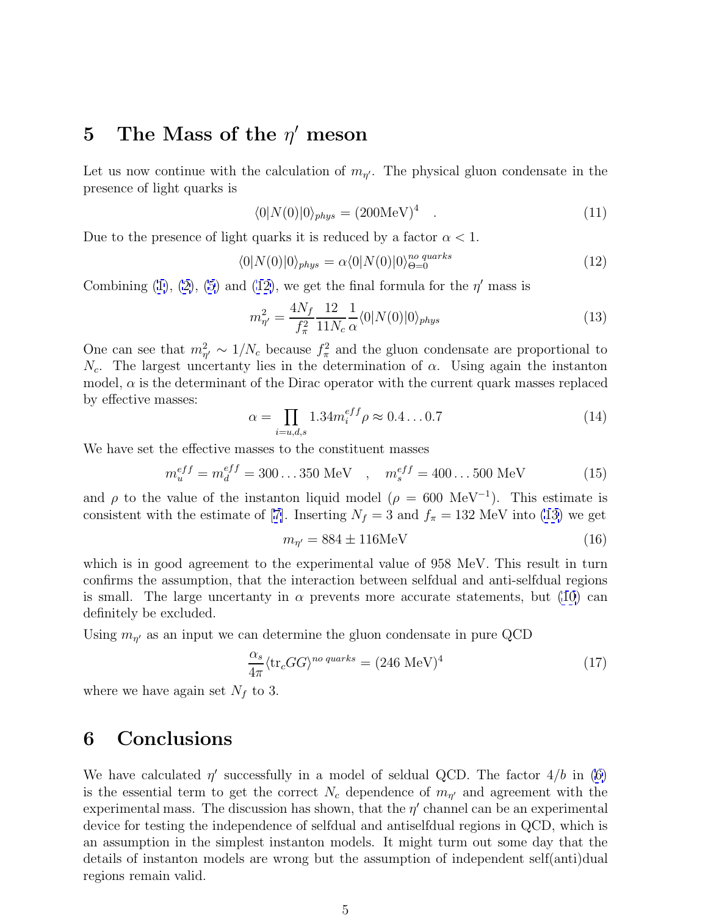## 5 The Mass of the $\eta'$ meson

Let us now continue with the calculation of $m_{\eta'}$. The physical gluon condensate in the presence of light quarks is

$$\langle 0|N(0)|0\rangle_{phys} = (200\text{MeV})^4 \quad . \tag{11}$$

Due to the presence of light quarks it is reduced by a factor $\alpha < 1$.

$$\langle 0|N(0)|0\rangle_{phys} = \alpha \langle 0|N(0)|0\rangle_{\Theta=0}^{no\ quarks} \tag{12}$$

Combining (1), (2), (5) and (12), we get the final formula for the $\eta'$ mass is

$$m_{\eta'}^2 = \frac{4N_f}{f_\pi^2}\frac{12}{11N_c}\frac{1}{\alpha}\langle 0|N(0)|0\rangle_{phys} \tag{13}$$

One can see that $m_{\eta'}^2 \sim 1/N_c$ because $f_\pi^2$ and the gluon condensate are proportional to $N_c$. The largest uncertanty lies in the determination of $\alpha$. Using again the instanton model, $\alpha$ is the determinant of the Dirac operator with the current quark masses replaced by effective masses:

$$\alpha = \prod_{i=u,d,s} 1.34 m_i^{eff}\rho \approx 0.4\ldots 0.7 \tag{14}$$

We have set the effective masses to the constituent masses

$$m_u^{eff} = m_d^{eff} = 300\ldots 350 \text{ MeV} \quad , \quad m_s^{eff} = 400\ldots 500 \text{ MeV} \tag{15}$$

and $\rho$ to the value of the instanton liquid model ($\rho = 600$ MeV$^{-1}$). This estimate is consistent with the estimate of [7]. Inserting $N_f = 3$ and $f_\pi = 132$ MeV into (13) we get

$$m_{\eta'} = 884 \pm 116\text{MeV} \tag{16}$$

which is in good agreement to the experimental value of 958 MeV. This result in turn confirms the assumption, that the interaction between selfdual and anti-selfdual regions is small. The large uncertanty in $\alpha$ prevents more accurate statements, but (10) can definitely be excluded.

Using $m_{\eta'}$ as an input we can determine the gluon condensate in pure QCD

$$\frac{\alpha_s}{4\pi}\langle \text{tr}_c GG\rangle^{no\ quarks} = (246 \text{ MeV})^4 \tag{17}$$

where we have again set $N_f$ to 3.

## 6 Conclusions

We have calculated $\eta'$ successfully in a model of seldual QCD. The factor $4/b$ in (6) is the essential term to get the correct $N_c$ dependence of $m_{\eta'}$ and agreement with the experimental mass. The discussion has shown, that the $\eta'$ channel can be an experimental device for testing the independence of selfdual and antiselfdual regions in QCD, which is an assumption in the simplest instanton models. It might turn out some day that the details of instanton models are wrong but the assumption of independent self(anti)dual regions remain valid.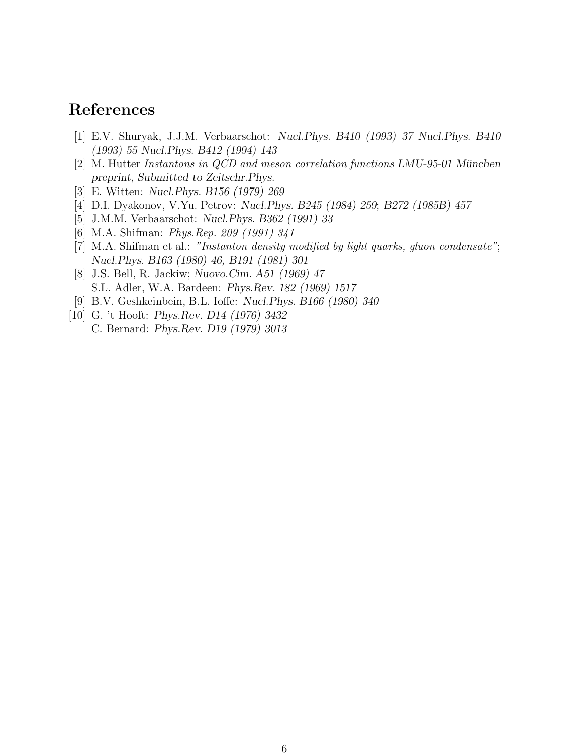## References

[1] E.V. Shuryak, J.J.M. Verbaarschot: *Nucl.Phys. B410 (1993) 37 Nucl.Phys. B410 (1993) 55 Nucl.Phys. B412 (1994) 143*

[2] M. Hutter *Instantons in QCD and meson correlation functions LMU-95-01 München preprint, Submitted to Zeitschr.Phys.*

[3] E. Witten: *Nucl.Phys. B156 (1979) 269*

[4] D.I. Dyakonov, V.Yu. Petrov: *Nucl.Phys. B245 (1984) 259*; *B272 (1985B) 457*

[5] J.M.M. Verbaarschot: *Nucl.Phys. B362 (1991) 33*

[6] M.A. Shifman: *Phys.Rep. 209 (1991) 341*

[7] M.A. Shifman et al.: *"Instanton density modified by light quarks, gluon condensate"*; *Nucl.Phys. B163 (1980) 46, B191 (1981) 301*

[8] J.S. Bell, R. Jackiw; *Nuovo.Cim. A51 (1969) 47*
S.L. Adler, W.A. Bardeen: *Phys.Rev. 182 (1969) 1517*

[9] B.V. Geshkeinbein, B.L. Ioffe: *Nucl.Phys. B166 (1980) 340*

[10] G. 't Hooft: *Phys.Rev. D14 (1976) 3432*
C. Bernard: *Phys.Rev. D19 (1979) 3013*